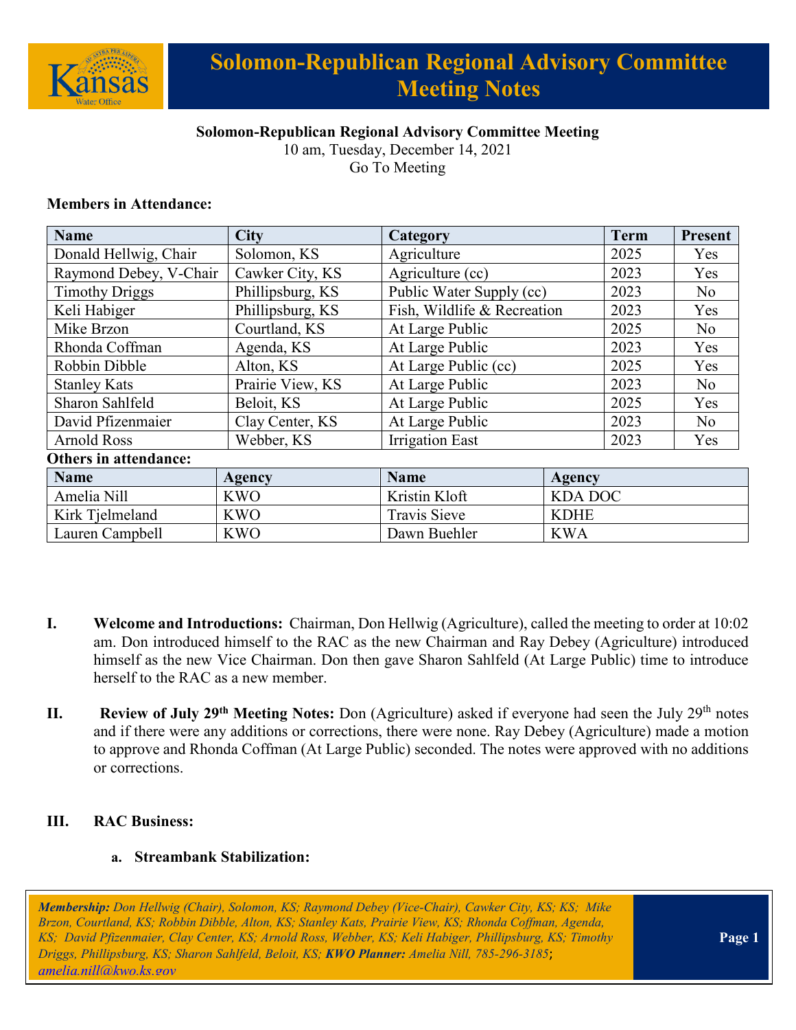# Solomon-Republican Regional Advisory Committee Meeting Notes

**Solomon-Republican Regional Advisory Committee Meeting**
10 am, Tuesday, December 14, 2021
Go To Meeting

**Members in Attendance:**

| Name | City | Category | Term | Present |
|---|---|---|---|---|
| Donald Hellwig, Chair | Solomon, KS | Agriculture | 2025 | Yes |
| Raymond Debey, V-Chair | Cawker City, KS | Agriculture (cc) | 2023 | Yes |
| Timothy Driggs | Phillipsburg, KS | Public Water Supply (cc) | 2023 | No |
| Keli Habiger | Phillipsburg, KS | Fish, Wildlife & Recreation | 2023 | Yes |
| Mike Brzon | Courtland, KS | At Large Public | 2025 | No |
| Rhonda Coffman | Agenda, KS | At Large Public | 2023 | Yes |
| Robbin Dibble | Alton, KS | At Large Public (cc) | 2025 | Yes |
| Stanley Kats | Prairie View, KS | At Large Public | 2023 | No |
| Sharon Sahlfeld | Beloit, KS | At Large Public | 2025 | Yes |
| David Pfizenmaier | Clay Center, KS | At Large Public | 2023 | No |
| Arnold Ross | Webber, KS | Irrigation East | 2023 | Yes |

**Others in attendance:**

| Name | Agency | Name | Agency |
|---|---|---|---|
| Amelia Nill | KWO | Kristin Kloft | KDA DOC |
| Kirk Tjelmeland | KWO | Travis Sieve | KDHE |
| Lauren Campbell | KWO | Dawn Buehler | KWA |

**I. Welcome and Introductions:** Chairman, Don Hellwig (Agriculture), called the meeting to order at 10:02 am. Don introduced himself to the RAC as the new Chairman and Ray Debey (Agriculture) introduced himself as the new Vice Chairman. Don then gave Sharon Sahlfeld (At Large Public) time to introduce herself to the RAC as a new member.

**II. Review of July 29th Meeting Notes:** Don (Agriculture) asked if everyone had seen the July 29th notes and if there were any additions or corrections, there were none. Ray Debey (Agriculture) made a motion to approve and Rhonda Coffman (At Large Public) seconded. The notes were approved with no additions or corrections.

**III. RAC Business:**

**a. Streambank Stabilization:**

*Membership: Don Hellwig (Chair), Solomon, KS; Raymond Debey (Vice-Chair), Cawker City, KS; KS; Mike Brzon, Courtland, KS; Robbin Dibble, Alton, KS; Stanley Kats, Prairie View, KS; Rhonda Coffman, Agenda, KS; David Pfizenmaier, Clay Center, KS; Arnold Ross, Webber, KS; Keli Habiger, Phillipsburg, KS; Timothy Driggs, Phillipsburg, KS; Sharon Sahlfeld, Beloit, KS;* ***KWO Planner:*** *Amelia Nill, 785-296-3185; amelia.nill@kwo.ks.gov*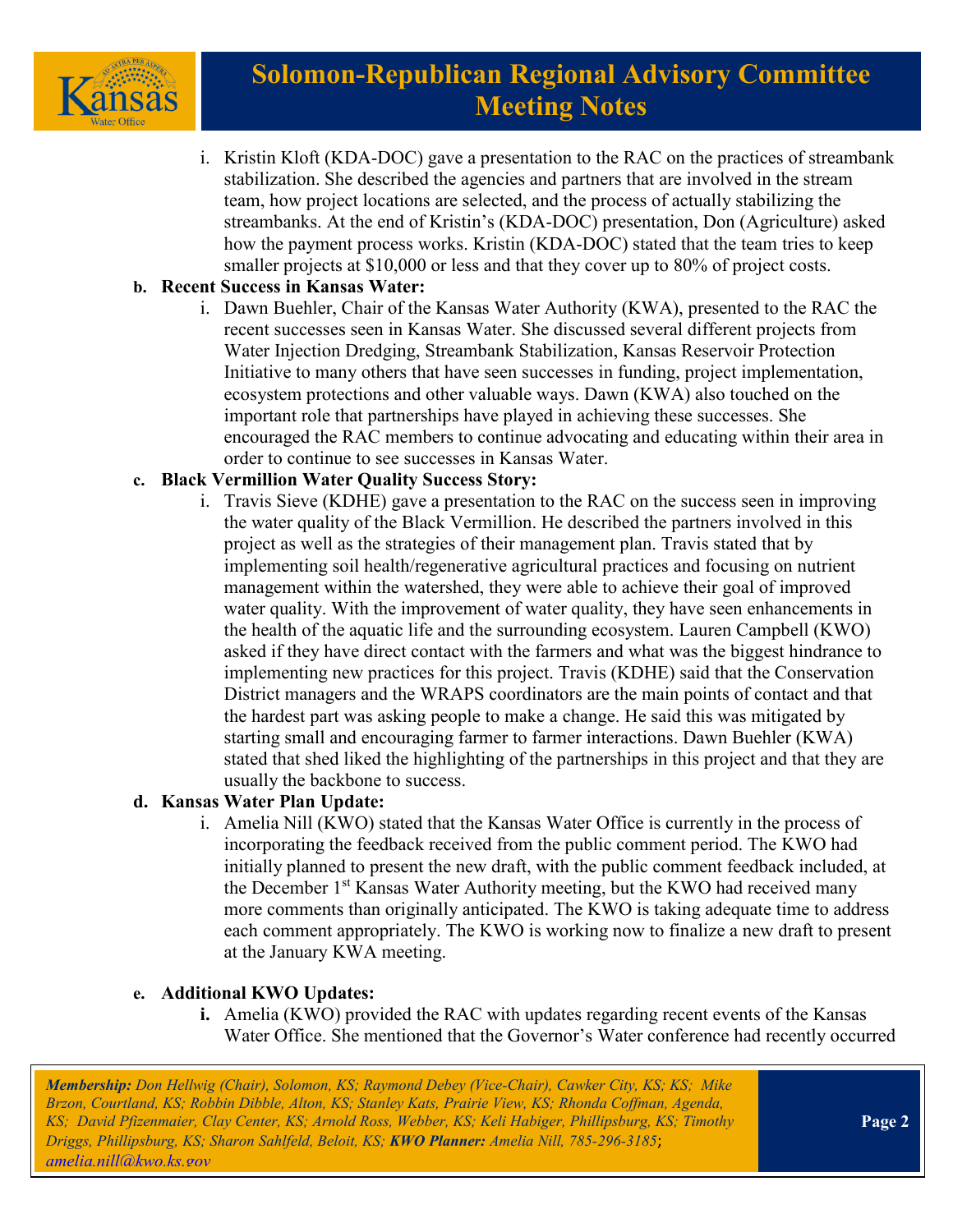i. Kristin Kloft (KDA-DOC) gave a presentation to the RAC on the practices of streambank stabilization. She described the agencies and partners that are involved in the stream team, how project locations are selected, and the process of actually stabilizing the streambanks. At the end of Kristin's (KDA-DOC) presentation, Don (Agriculture) asked how the payment process works. Kristin (KDA-DOC) stated that the team tries to keep smaller projects at $10,000 or less and that they cover up to 80% of project costs.

**b. Recent Success in Kansas Water:**

i. Dawn Buehler, Chair of the Kansas Water Authority (KWA), presented to the RAC the recent successes seen in Kansas Water. She discussed several different projects from Water Injection Dredging, Streambank Stabilization, Kansas Reservoir Protection Initiative to many others that have seen successes in funding, project implementation, ecosystem protections and other valuable ways. Dawn (KWA) also touched on the important role that partnerships have played in achieving these successes. She encouraged the RAC members to continue advocating and educating within their area in order to continue to see successes in Kansas Water.

**c. Black Vermillion Water Quality Success Story:**

i. Travis Sieve (KDHE) gave a presentation to the RAC on the success seen in improving the water quality of the Black Vermillion. He described the partners involved in this project as well as the strategies of their management plan. Travis stated that by implementing soil health/regenerative agricultural practices and focusing on nutrient management within the watershed, they were able to achieve their goal of improved water quality. With the improvement of water quality, they have seen enhancements in the health of the aquatic life and the surrounding ecosystem. Lauren Campbell (KWO) asked if they have direct contact with the farmers and what was the biggest hindrance to implementing new practices for this project. Travis (KDHE) said that the Conservation District managers and the WRAPS coordinators are the main points of contact and that the hardest part was asking people to make a change. He said this was mitigated by starting small and encouraging farmer to farmer interactions. Dawn Buehler (KWA) stated that shed liked the highlighting of the partnerships in this project and that they are usually the backbone to success.

**d. Kansas Water Plan Update:**

i. Amelia Nill (KWO) stated that the Kansas Water Office is currently in the process of incorporating the feedback received from the public comment period. The KWO had initially planned to present the new draft, with the public comment feedback included, at the December 1st Kansas Water Authority meeting, but the KWO had received many more comments than originally anticipated. The KWO is taking adequate time to address each comment appropriately. The KWO is working now to finalize a new draft to present at the January KWA meeting.

**e. Additional KWO Updates:**

**i.** Amelia (KWO) provided the RAC with updates regarding recent events of the Kansas Water Office. She mentioned that the Governor's Water conference had recently occurred

***Membership:** Don Hellwig (Chair), Solomon, KS; Raymond Debey (Vice-Chair), Cawker City, KS; KS; Mike Brzon, Courtland, KS; Robbin Dibble, Alton, KS; Stanley Kats, Prairie View, KS; Rhonda Coffman, Agenda, KS; David Pfizenmaier, Clay Center, KS; Arnold Ross, Webber, KS; Keli Habiger, Phillipsburg, KS; Timothy Driggs, Phillipsburg, KS; Sharon Sahlfeld, Beloit, KS; **KWO Planner:** Amelia Nill, 785-296-3185; amelia.nill@kwo.ks.gov*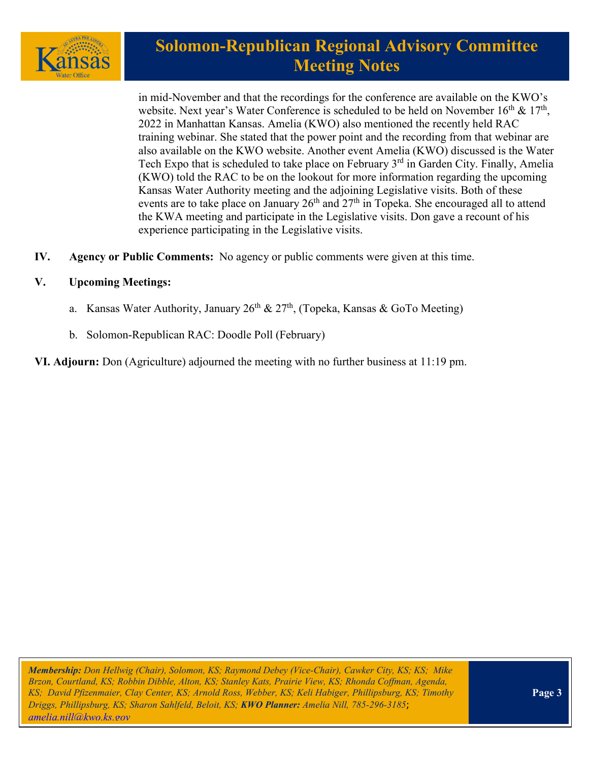in mid-November and that the recordings for the conference are available on the KWO's website. Next year's Water Conference is scheduled to be held on November 16th & 17th, 2022 in Manhattan Kansas. Amelia (KWO) also mentioned the recently held RAC training webinar. She stated that the power point and the recording from that webinar are also available on the KWO website. Another event Amelia (KWO) discussed is the Water Tech Expo that is scheduled to take place on February 3rd in Garden City. Finally, Amelia (KWO) told the RAC to be on the lookout for more information regarding the upcoming Kansas Water Authority meeting and the adjoining Legislative visits. Both of these events are to take place on January 26th and 27th in Topeka. She encouraged all to attend the KWA meeting and participate in the Legislative visits. Don gave a recount of his experience participating in the Legislative visits.

**IV. Agency or Public Comments:** No agency or public comments were given at this time.

**V. Upcoming Meetings:**

a. Kansas Water Authority, January 26th & 27th, (Topeka, Kansas & GoTo Meeting)

b. Solomon-Republican RAC: Doodle Poll (February)

**VI. Adjourn:** Don (Agriculture) adjourned the meeting with no further business at 11:19 pm.

***Membership:*** *Don Hellwig (Chair), Solomon, KS; Raymond Debey (Vice-Chair), Cawker City, KS; KS; Mike Brzon, Courtland, KS; Robbin Dibble, Alton, KS; Stanley Kats, Prairie View, KS; Rhonda Coffman, Agenda, KS; David Pfizenmaier, Clay Center, KS; Arnold Ross, Webber, KS; Keli Habiger, Phillipsburg, KS; Timothy Driggs, Phillipsburg, KS; Sharon Sahlfeld, Beloit, KS;* ***KWO Planner:*** *Amelia Nill, 785-296-3185; amelia.nill@kwo.ks.gov*